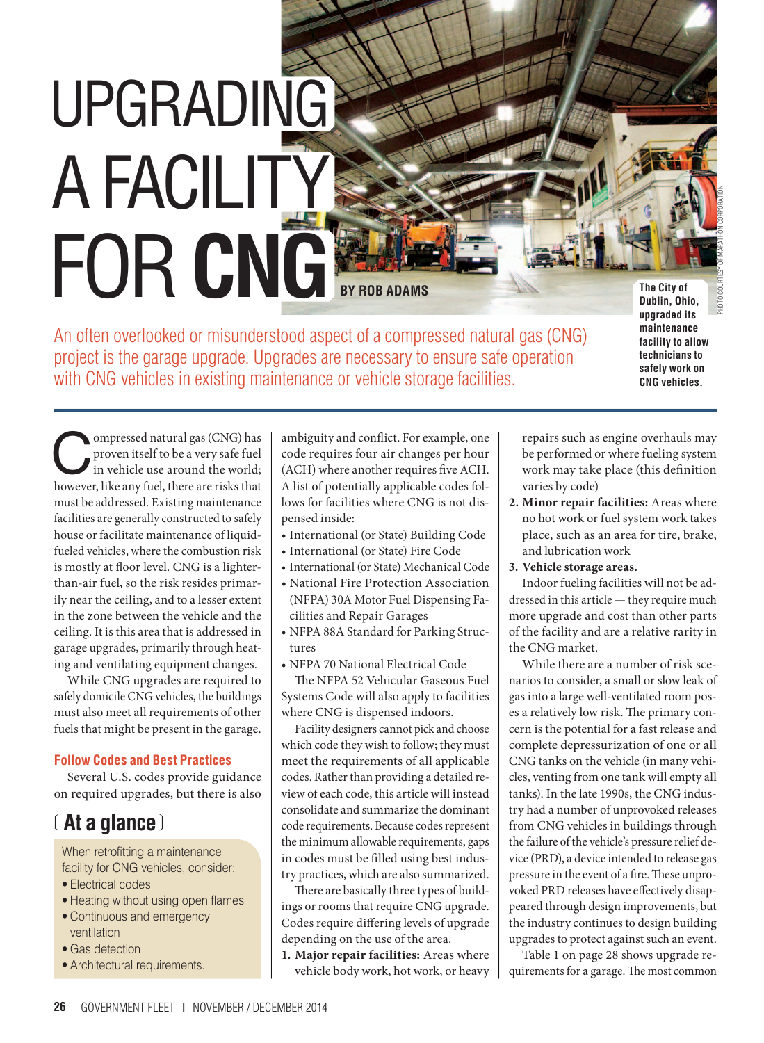# UPGRADING A FACILITY FOR CNG

BY ROB ADAMS

The City of Dublin, Ohio, upgraded its maintenance facility to allow technicians to safely work on CNG vehicles.

PHOTO COURTESY OF MARATHON CORPORATION

An often overlooked or misunderstood aspect of a compressed natural gas (CNG) project is the garage upgrade. Upgrades are necessary to ensure safe operation with CNG vehicles in existing maintenance or vehicle storage facilities.

Compressed natural gas (CNG) has proven itself to be a very safe fuel in vehicle use around the world; however, like any fuel, there are risks that must be addressed. Existing maintenance facilities are generally constructed to safely house or facilitate maintenance of liquid-fueled vehicles, where the combustion risk is mostly at floor level. CNG is a lighter-than-air fuel, so the risk resides primarily near the ceiling, and to a lesser extent in the zone between the vehicle and the ceiling. It is this area that is addressed in garage upgrades, primarily through heating and ventilating equipment changes.

While CNG upgrades are required to safely domicile CNG vehicles, the buildings must also meet all requirements of other fuels that might be present in the garage.

## Follow Codes and Best Practices

Several U.S. codes provide guidance on required upgrades, but there is also ambiguity and conflict. For example, one code requires four air changes per hour (ACH) where another requires five ACH. A list of potentially applicable codes follows for facilities where CNG is not dispensed inside:

- International (or State) Building Code
- International (or State) Fire Code
- International (or State) Mechanical Code
- National Fire Protection Association (NFPA) 30A Motor Fuel Dispensing Facilities and Repair Garages
- NFPA 88A Standard for Parking Structures
- NFPA 70 National Electrical Code

The NFPA 52 Vehicular Gaseous Fuel Systems Code will also apply to facilities where CNG is dispensed indoors.

Facility designers cannot pick and choose which code they wish to follow; they must meet the requirements of all applicable codes. Rather than providing a detailed review of each code, this article will instead consolidate and summarize the dominant code requirements. Because codes represent the minimum allowable requirements, gaps in codes must be filled using best industry practices, which are also summarized.

There are basically three types of buildings or rooms that require CNG upgrade. Codes require differing levels of upgrade depending on the use of the area.

1. **Major repair facilities:** Areas where vehicle body work, hot work, or heavy repairs such as engine overhauls may be performed or where fueling system work may take place (this definition varies by code)
2. **Minor repair facilities:** Areas where no hot work or fuel system work takes place, such as an area for tire, brake, and lubrication work
3. **Vehicle storage areas.**

Indoor fueling facilities will not be addressed in this article — they require much more upgrade and cost than other parts of the facility and are a relative rarity in the CNG market.

While there are a number of risk scenarios to consider, a small or slow leak of gas into a large well-ventilated room poses a relatively low risk. The primary concern is the potential for a fast release and complete depressurization of one or all CNG tanks on the vehicle (in many vehicles, venting from one tank will empty all tanks). In the late 1990s, the CNG industry had a number of unprovoked releases from CNG vehicles in buildings through the failure of the vehicle's pressure relief device (PRD), a device intended to release gas pressure in the event of a fire. These unprovoked PRD releases have effectively disappeared through design improvements, but the industry continues to design building upgrades to protect against such an event.

Table 1 on page 28 shows upgrade requirements for a garage. The most common

## ( At a glance )

When retrofitting a maintenance facility for CNG vehicles, consider:

- Electrical codes
- Heating without using open flames
- Continuous and emergency ventilation
- Gas detection
- Architectural requirements.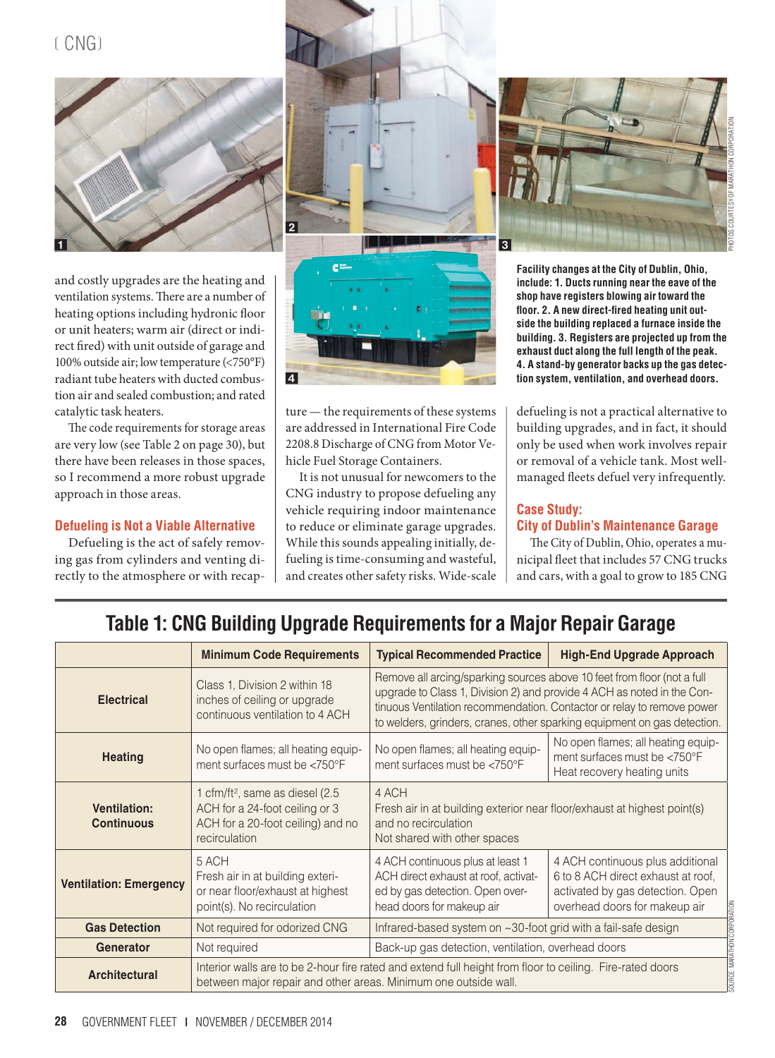and costly upgrades are the heating and ventilation systems. There are a number of heating options including hydronic floor or unit heaters; warm air (direct or indirect fired) with unit outside of garage and 100% outside air; low temperature (<750°F) radiant tube heaters with ducted combustion air and sealed combustion; and rated catalytic task heaters.

The code requirements for storage areas are very low (see Table 2 on page 30), but there have been releases in those spaces, so I recommend a more robust upgrade approach in those areas.

### Defueling is Not a Viable Alternative

Defueling is the act of safely removing gas from cylinders and venting directly to the atmosphere or with recapture — the requirements of these systems are addressed in International Fire Code 2208.8 Discharge of CNG from Motor Vehicle Fuel Storage Containers.

It is not unusual for newcomers to the CNG industry to propose defueling any vehicle requiring indoor maintenance to reduce or eliminate garage upgrades. While this sounds appealing initially, defueling is time-consuming and wasteful, and creates other safety risks. Wide-scale defueling is not a practical alternative to building upgrades, and in fact, it should only be used when work involves repair or removal of a vehicle tank. Most well-managed fleets defuel very infrequently.

**Facility changes at the City of Dublin, Ohio, include: 1. Ducts running near the eave of the shop have registers blowing air toward the floor. 2. A new direct-fired heating unit outside the building replaced a furnace inside the building. 3. Registers are projected up from the exhaust duct along the full length of the peak. 4. A stand-by generator backs up the gas detection system, ventilation, and overhead doors.**

PHOTOS COURTESY OF MARATHON CORPORATION

### Case Study: City of Dublin's Maintenance Garage

The City of Dublin, Ohio, operates a municipal fleet that includes 57 CNG trucks and cars, with a goal to grow to 185 CNG

## Table 1: CNG Building Upgrade Requirements for a Major Repair Garage

| | Minimum Code Requirements | Typical Recommended Practice | High-End Upgrade Approach |
|---|---|---|---|
| **Electrical** | Class 1, Division 2 within 18 inches of ceiling or upgrade continuous ventilation to 4 ACH | Remove all arcing/sparking sources above 10 feet from floor (not a full upgrade to Class 1, Division 2) and provide 4 ACH as noted in the Continuous Ventilation recommendation. Contactor or relay to remove power to welders, grinders, cranes, other sparking equipment on gas detection. | |
| **Heating** | No open flames; all heating equipment surfaces must be <750°F | No open flames; all heating equipment surfaces must be <750°F | No open flames; all heating equipment surfaces must be <750°F<br>Heat recovery heating units |
| **Ventilation: Continuous** | 1 cfm/ft², same as diesel (2.5 ACH for a 24-foot ceiling or 3 ACH for a 20-foot ceiling) and no recirculation | 4 ACH<br>Fresh air in at building exterior near floor/exhaust at highest point(s) and no recirculation<br>Not shared with other spaces | |
| **Ventilation: Emergency** | 5 ACH<br>Fresh air in at building exterior or near floor/exhaust at highest point(s). No recirculation | 4 ACH continuous plus at least 1 ACH direct exhaust at roof, activated by gas detection. Open overhead doors for makeup air | 4 ACH continuous plus additional 6 to 8 ACH direct exhaust at roof, activated by gas detection. Open overhead doors for makeup air |
| **Gas Detection** | Not required for odorized CNG | Infrared-based system on ~30-foot grid with a fail-safe design | |
| **Generator** | Not required | Back-up gas detection, ventilation, overhead doors | |
| **Architectural** | Interior walls are to be 2-hour fire rated and extend full height from floor to ceiling. Fire-rated doors between major repair and other areas. Minimum one outside wall. | | |

SOURCE: MARATHON CORPORATION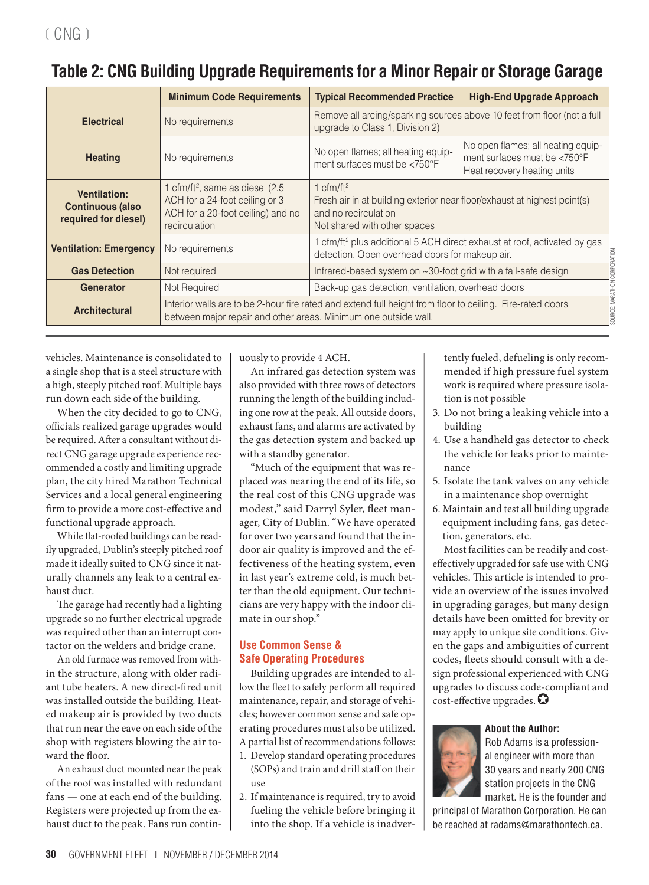## Table 2: CNG Building Upgrade Requirements for a Minor Repair or Storage Garage

| | Minimum Code Requirements | Typical Recommended Practice | High-End Upgrade Approach |
|---|---|---|---|
| **Electrical** | No requirements | Remove all arcing/sparking sources above 10 feet from floor (not a full upgrade to Class 1, Division 2) | |
| **Heating** | No requirements | No open flames; all heating equipment surfaces must be <750°F | No open flames; all heating equipment surfaces must be <750°F<br>Heat recovery heating units |
| **Ventilation: Continuous (also required for diesel)** | 1 cfm/ft², same as diesel (2.5 ACH for a 24-foot ceiling or 3 ACH for a 20-foot ceiling) and no recirculation | 1 cfm/ft²<br>Fresh air in at building exterior near floor/exhaust at highest point(s) and no recirculation<br>Not shared with other spaces | |
| **Ventilation: Emergency** | No requirements | 1 cfm/ft² plus additional 5 ACH direct exhaust at roof, activated by gas detection. Open overhead doors for makeup air. | |
| **Gas Detection** | Not required | Infrared-based system on ~30-foot grid with a fail-safe design | |
| **Generator** | Not Required | Back-up gas detection, ventilation, overhead doors | |
| **Architectural** | Interior walls are to be 2-hour fire rated and extend full height from floor to ceiling. Fire-rated doors between major repair and other areas. Minimum one outside wall. | | |

SOURCE: MARATHON CORPORATION

vehicles. Maintenance is consolidated to a single shop that is a steel structure with a high, steeply pitched roof. Multiple bays run down each side of the building.

When the city decided to go to CNG, officials realized garage upgrades would be required. After a consultant without direct CNG garage upgrade experience recommended a costly and limiting upgrade plan, the city hired Marathon Technical Services and a local general engineering firm to provide a more cost-effective and functional upgrade approach.

While flat-roofed buildings can be readily upgraded, Dublin's steeply pitched roof made it ideally suited to CNG since it naturally channels any leak to a central exhaust duct.

The garage had recently had a lighting upgrade so no further electrical upgrade was required other than an interrupt contactor on the welders and bridge crane.

An old furnace was removed from within the structure, along with older radiant tube heaters. A new direct-fired unit was installed outside the building. Heated makeup air is provided by two ducts that run near the eave on each side of the shop with registers blowing the air toward the floor.

An exhaust duct mounted near the peak of the roof was installed with redundant fans — one at each end of the building. Registers were projected up from the exhaust duct to the peak. Fans run continuously to provide 4 ACH.

An infrared gas detection system was also provided the length of the building with three rows of detectors running the length of the building including one row at the peak. All outside doors, exhaust fans, and alarms are activated by the gas detection system and backed up with a standby generator.

"Much of the equipment that was replaced was nearing the end of its life, so the real cost of this CNG upgrade was modest," said Darryl Syler, fleet manager, City of Dublin. "We have operated for over two years and found that the indoor air quality is improved and the effectiveness of the heating system, even in last year's extreme cold, is much better than the old equipment. Our technicians are very happy with the indoor climate in our shop."

### Use Common Sense & Safe Operating Procedures

Building upgrades are intended to allow the fleet to safely perform all required maintenance, repair, and storage of vehicles; however common sense and safe operating procedures must also be utilized. A partial list of recommendations follows:

1. Develop standard operating procedures (SOPs) and train and drill staff on their use
2. If maintenance is required, try to avoid fueling the vehicle before bringing it into the shop. If a vehicle is inadvertently fueled, defueling is only recommended if high pressure fuel system work is required where pressure isolation is not possible
3. Do not bring a leaking vehicle into a building
4. Use a handheld gas detector to check the vehicle for leaks prior to maintenance
5. Isolate the tank valves on any vehicle in a maintenance shop overnight
6. Maintain and test all building upgrade equipment including fans, gas detection, generators, etc.

Most facilities can be readily and cost-effectively upgraded for safe use with CNG vehicles. This article is intended to provide an overview of the issues involved in upgrading garages, but many design details have been omitted for brevity or may apply to unique site conditions. Given the gaps and ambiguities of current codes, fleets should consult with a design professional experienced with CNG upgrades to discuss code-compliant and cost-effective upgrades.

**About the Author:**
Rob Adams is a professional engineer with more than 30 years and nearly 200 CNG station projects in the CNG market. He is the founder and principal of Marathon Corporation. He can be reached at radams@marathontech.ca.